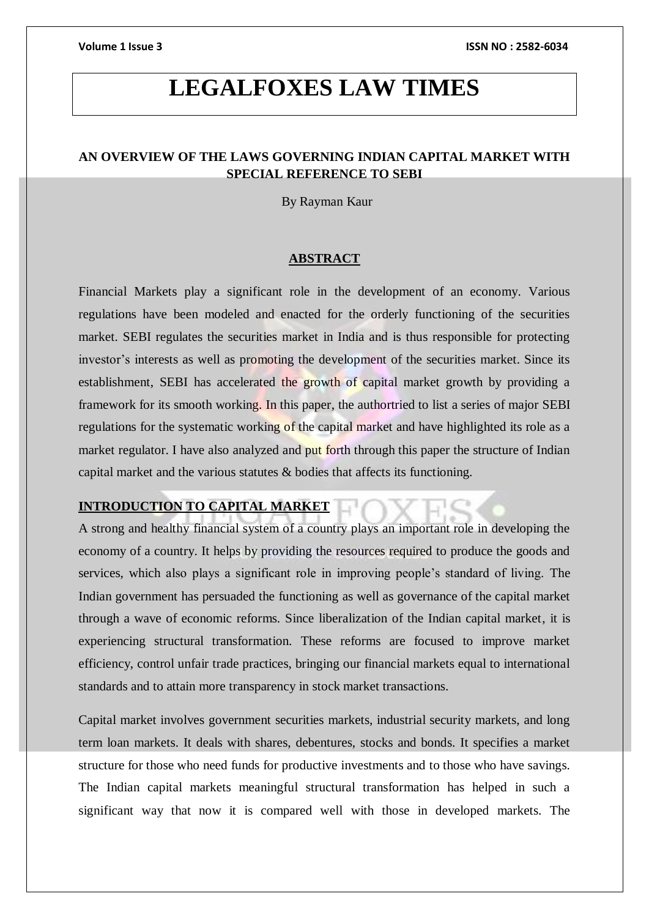# LEGALFOXES LAW TIMES

## AN OVERVIEW OF THE LAWS GOVERNING INDIAN CAPITAL MARKET WITH SPECIAL REFERENCE TO SEBI

By Rayman Kaur

### ABSTRACT

Financial Markets play a significant role in the development of an economy. Various regulations have been modeled and enacted for the orderly functioning of the securities market. SEBI regulates the securities market in India and is thus responsible for protecting investor's interests as well as promoting the development of the securities market. Since its establishment, SEBI has accelerated the growth of capital market growth by providing a framework for its smooth working. In this paper, the authortried to list a series of major SEBI regulations for the systematic working of the capital market and have highlighted its role as a market regulator. I have also analyzed and put forth through this paper the structure of Indian capital market and the various statutes & bodies that affects its functioning.

### INTRODUCTION TO CAPITAL MARKET

A strong and healthy financial system of a country plays an important role in developing the economy of a country. It helps by providing the resources required to produce the goods and services, which also plays a significant role in improving people's standard of living. The Indian government has persuaded the functioning as well as governance of the capital market through a wave of economic reforms. Since liberalization of the Indian capital market, it is experiencing structural transformation. These reforms are focused to improve market efficiency, control unfair trade practices, bringing our financial markets equal to international standards and to attain more transparency in stock market transactions.

Capital market involves government securities markets, industrial security markets, and long term loan markets. It deals with shares, debentures, stocks and bonds. It specifies a market structure for those who need funds for productive investments and to those who have savings. The Indian capital markets meaningful structural transformation has helped in such a significant way that now it is compared well with those in developed markets. The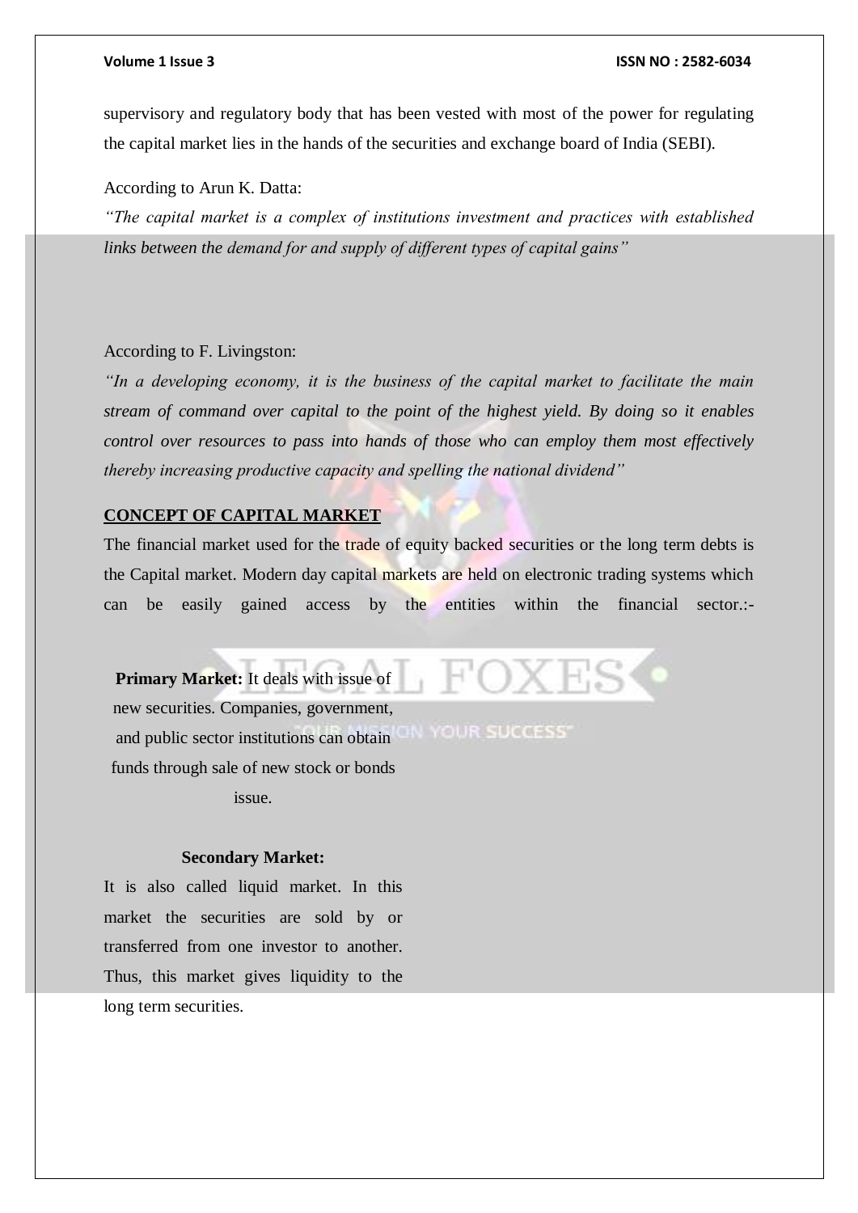supervisory and regulatory body that has been vested with most of the power for regulating the capital market lies in the hands of the securities and exchange board of India (SEBI).

According to Arun K. Datta:

*"The capital market is a complex of institutions investment and practices with established links between the demand for and supply of different types of capital gains"*

According to F. Livingston:

*"In a developing economy, it is the business of the capital market to facilitate the main stream of command over capital to the point of the highest yield. By doing so it enables control over resources to pass into hands of those who can employ them most effectively thereby increasing productive capacity and spelling the national dividend"*

## CONCEPT OF CAPITAL MARKET

The financial market used for the trade of equity backed securities or the long term debts is the Capital market. Modern day capital markets are held on electronic trading systems which can be easily gained access by the entities within the financial sector.:-

**Primary Market:** It deals with issue of new securities. Companies, government, and public sector institutions can obtain funds through sale of new stock or bonds issue.

**Secondary Market:**

It is also called liquid market. In this market the securities are sold by or transferred from one investor to another. Thus, this market gives liquidity to the long term securities.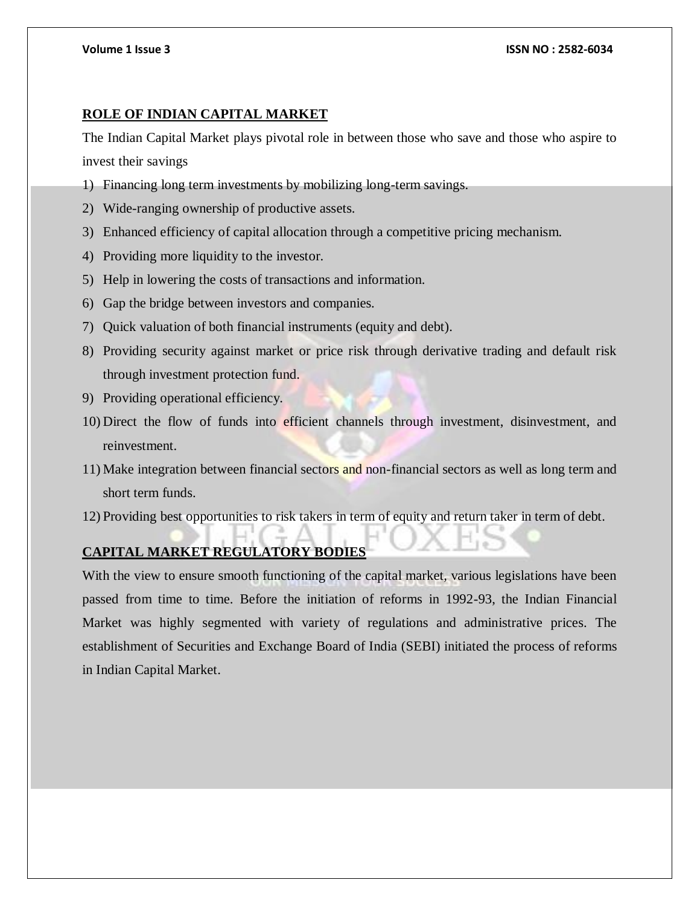## ROLE OF INDIAN CAPITAL MARKET

The Indian Capital Market plays pivotal role in between those who save and those who aspire to invest their savings

1) Financing long term investments by mobilizing long-term savings.
2) Wide-ranging ownership of productive assets.
3) Enhanced efficiency of capital allocation through a competitive pricing mechanism.
4) Providing more liquidity to the investor.
5) Help in lowering the costs of transactions and information.
6) Gap the bridge between investors and companies.
7) Quick valuation of both financial instruments (equity and debt).
8) Providing security against market or price risk through derivative trading and default risk through investment protection fund.
9) Providing operational efficiency.
10) Direct the flow of funds into efficient channels through investment, disinvestment, and reinvestment.
11) Make integration between financial sectors and non-financial sectors as well as long term and short term funds.
12) Providing best opportunities to risk takers in term of equity and return taker in term of debt.

## CAPITAL MARKET REGULATORY BODIES

With the view to ensure smooth functioning of the capital market, various legislations have been passed from time to time. Before the initiation of reforms in 1992-93, the Indian Financial Market was highly segmented with variety of regulations and administrative prices. The establishment of Securities and Exchange Board of India (SEBI) initiated the process of reforms in Indian Capital Market.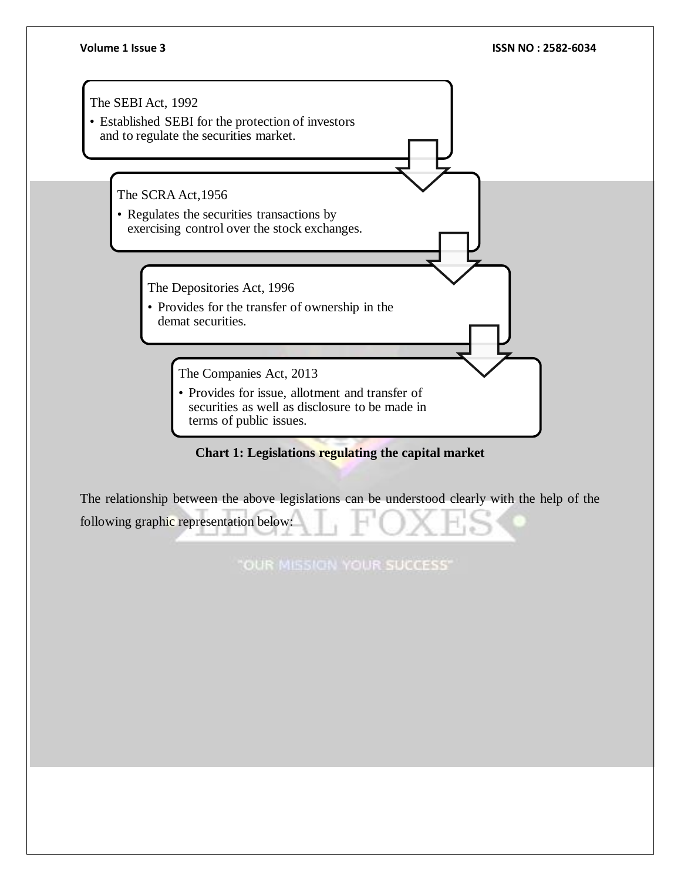The SEBI Act, 1992

- Established SEBI for the protection of investors and to regulate the securities market.

The SCRA Act,1956

- Regulates the securities transactions by exercising control over the stock exchanges.

The Depositories Act, 1996

- Provides for the transfer of ownership in the demat securities.

The Companies Act, 2013

- Provides for issue, allotment and transfer of securities as well as disclosure to be made in terms of public issues.

**Chart 1: Legislations regulating the capital market**

The relationship between the above legislations can be understood clearly with the help of the following graphic representation below: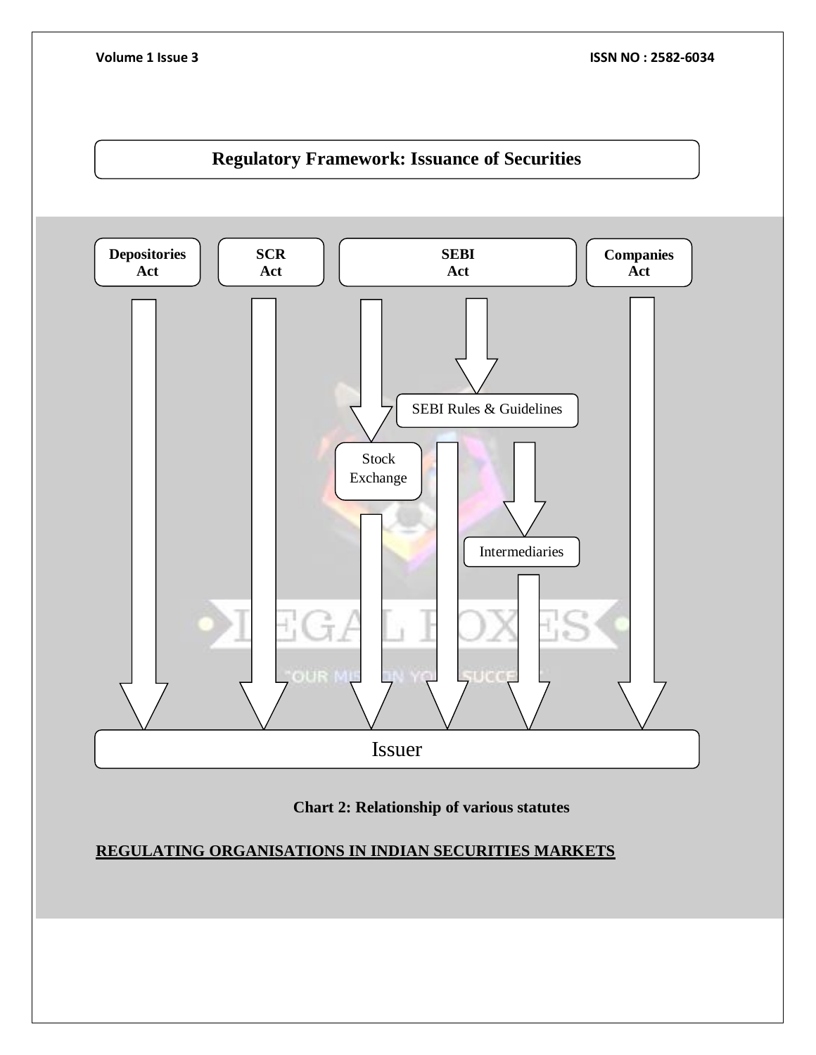**Regulatory Framework: Issuance of Securities**

Depositories Act

SCR Act

SEBI Act

Companies Act

SEBI Rules & Guidelines

Stock Exchange

Intermediaries

Issuer

**Chart 2: Relationship of various statutes**

## REGULATING ORGANISATIONS IN INDIAN SECURITIES MARKETS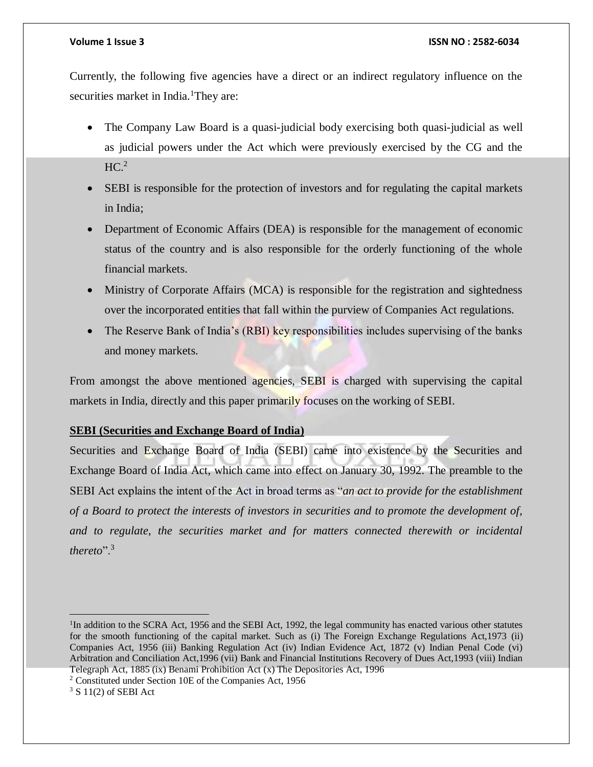Currently, the following five agencies have a direct or an indirect regulatory influence on the securities market in India.[1]They are:

- The Company Law Board is a quasi-judicial body exercising both quasi-judicial as well as judicial powers under the Act which were previously exercised by the CG and the HC.[2]
- SEBI is responsible for the protection of investors and for regulating the capital markets in India;
- Department of Economic Affairs (DEA) is responsible for the management of economic status of the country and is also responsible for the orderly functioning of the whole financial markets.
- Ministry of Corporate Affairs (MCA) is responsible for the registration and sightedness over the incorporated entities that fall within the purview of Companies Act regulations.
- The Reserve Bank of India's (RBI) key responsibilities includes supervising of the banks and money markets.

From amongst the above mentioned agencies, SEBI is charged with supervising the capital markets in India, directly and this paper primarily focuses on the working of SEBI.

**SEBI (Securities and Exchange Board of India)**

Securities and Exchange Board of India (SEBI) came into existence by the Securities and Exchange Board of India Act, which came into effect on January 30, 1992. The preamble to the SEBI Act explains the intent of the Act in broad terms as "*an act to provide for the establishment of a Board to protect the interests of investors in securities and to promote the development of, and to regulate, the securities market and for matters connected therewith or incidental thereto*".[3]

---

[1]In addition to the SCRA Act, 1956 and the SEBI Act, 1992, the legal community has enacted various other statutes for the smooth functioning of the capital market. Such as (i) The Foreign Exchange Regulations Act,1973 (ii) Companies Act, 1956 (iii) Banking Regulation Act (iv) Indian Evidence Act, 1872 (v) Indian Penal Code (vi) Arbitration and Conciliation Act,1996 (vii) Bank and Financial Institutions Recovery of Dues Act,1993 (viii) Indian Telegraph Act, 1885 (ix) Benami Prohibition Act (x) The Depositories Act, 1996

[2] Constituted under Section 10E of the Companies Act, 1956

[3] S 11(2) of SEBI Act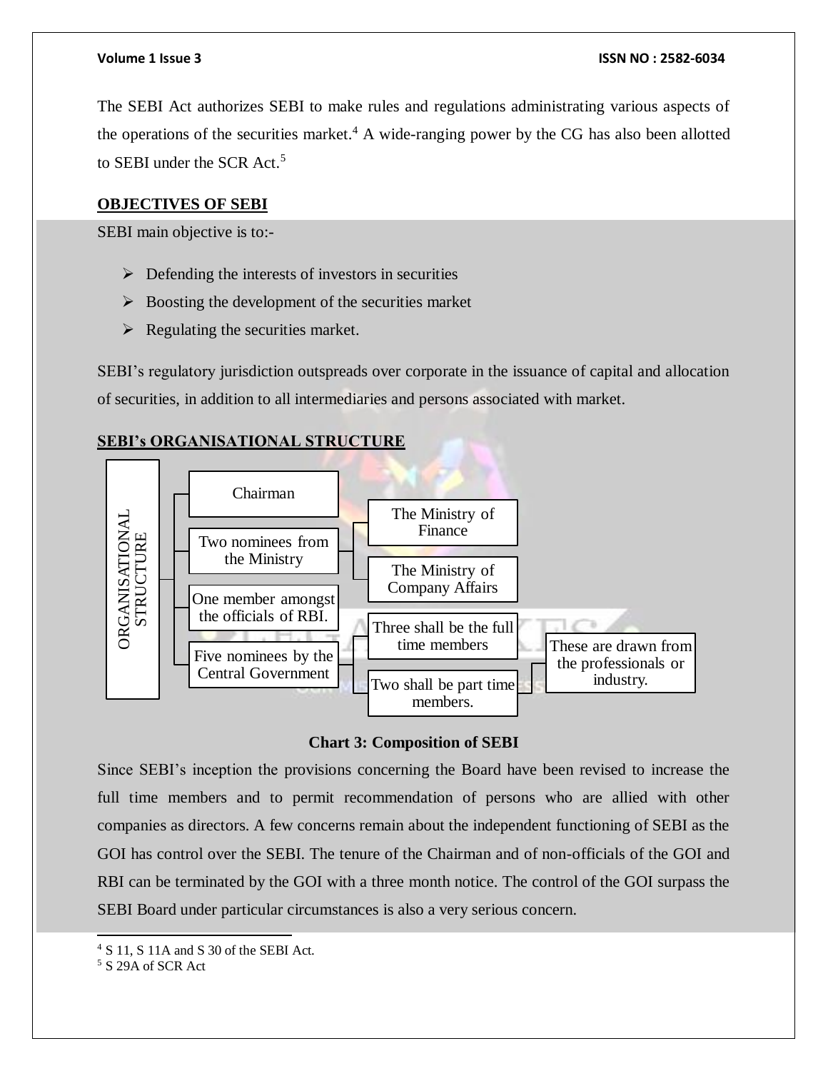The SEBI Act authorizes SEBI to make rules and regulations administrating various aspects of the operations of the securities market.[4] A wide-ranging power by the CG has also been allotted to SEBI under the SCR Act.[5]

## OBJECTIVES OF SEBI

SEBI main objective is to:-

- Defending the interests of investors in securities
- Boosting the development of the securities market
- Regulating the securities market.

SEBI's regulatory jurisdiction outspreads over corporate in the issuance of capital and allocation of securities, in addition to all intermediaries and persons associated with market.

## SEBI's ORGANISATIONAL STRUCTURE

- ORGANISATIONAL STRUCTURE
  - Chairman
  - Two nominees from the Ministry
    - The Ministry of Finance
    - The Ministry of Company Affairs
  - One member amongst the officials of RBI.
  - Five nominees by the Central Government
    - Three shall be the full time members
    - Two shall be part time members.
      - These are drawn from the professionals or industry.

**Chart 3: Composition of SEBI**

Since SEBI's inception the provisions concerning the Board have been revised to increase the full time members and to permit recommendation of persons who are allied with other companies as directors. A few concerns remain about the independent functioning of SEBI as the GOI has control over the SEBI. The tenure of the Chairman and of non-officials of the GOI and RBI can be terminated by the GOI with a three month notice. The control of the GOI surpass the SEBI Board under particular circumstances is also a very serious concern.

---

[4] S 11, S 11A and S 30 of the SEBI Act.

[5] S 29A of SCR Act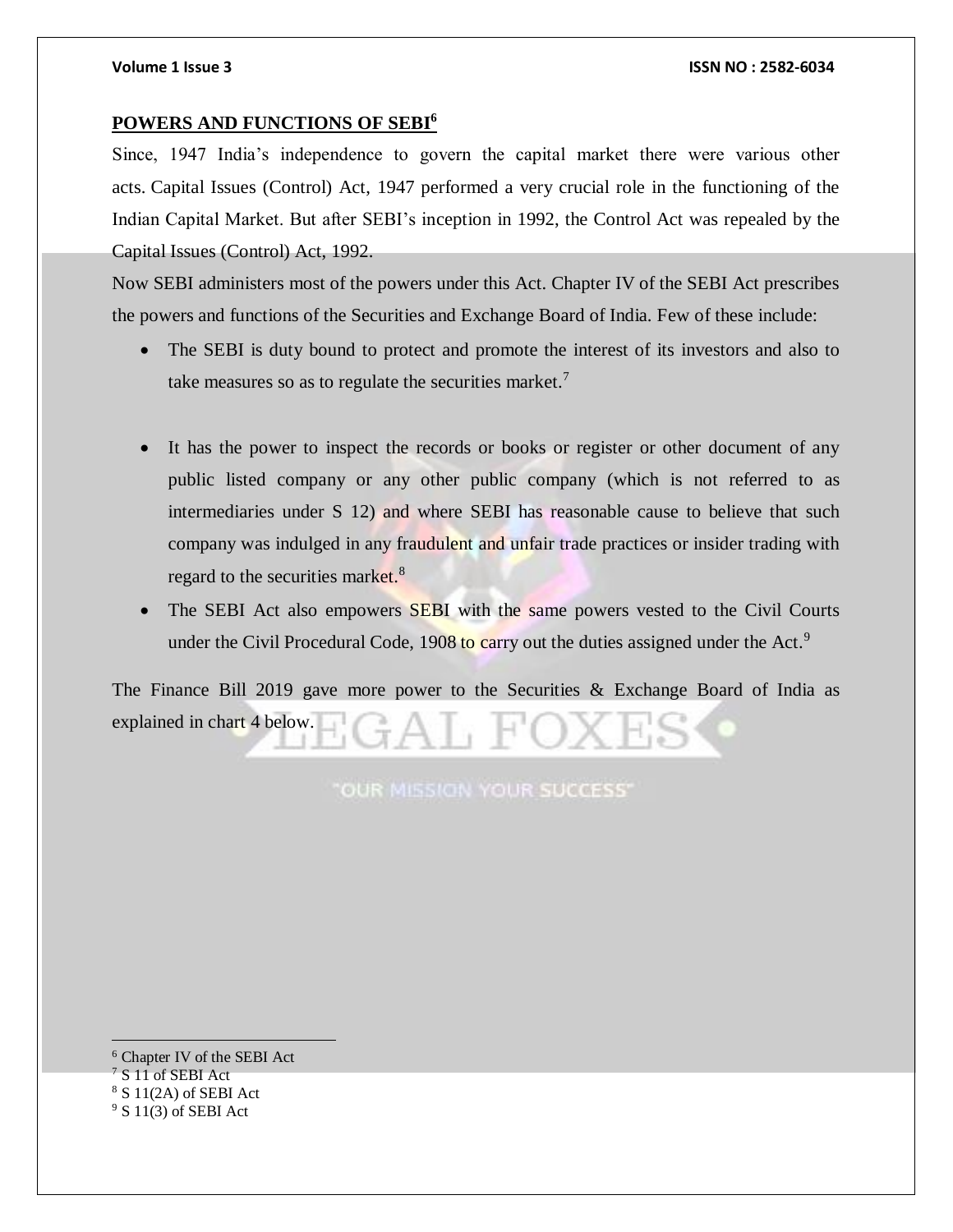## POWERS AND FUNCTIONS OF SEBI[6]

Since, 1947 India's independence to govern the capital market there were various other acts. Capital Issues (Control) Act, 1947 performed a very crucial role in the functioning of the Indian Capital Market. But after SEBI's inception in 1992, the Control Act was repealed by the Capital Issues (Control) Act, 1992.

Now SEBI administers most of the powers under this Act. Chapter IV of the SEBI Act prescribes the powers and functions of the Securities and Exchange Board of India. Few of these include:

- The SEBI is duty bound to protect and promote the interest of its investors and also to take measures so as to regulate the securities market.[7]

- It has the power to inspect the records or books or register or other document of any public listed company or any other public company (which is not referred to as intermediaries under S 12) and where SEBI has reasonable cause to believe that such company was indulged in any fraudulent and unfair trade practices or insider trading with regard to the securities market.[8]
- The SEBI Act also empowers SEBI with the same powers vested to the Civil Courts under the Civil Procedural Code, 1908 to carry out the duties assigned under the Act.[9]

The Finance Bill 2019 gave more power to the Securities & Exchange Board of India as explained in chart 4 below.

---

[6] Chapter IV of the SEBI Act

[7] S 11 of SEBI Act

[8] S 11(2A) of SEBI Act

[9] S 11(3) of SEBI Act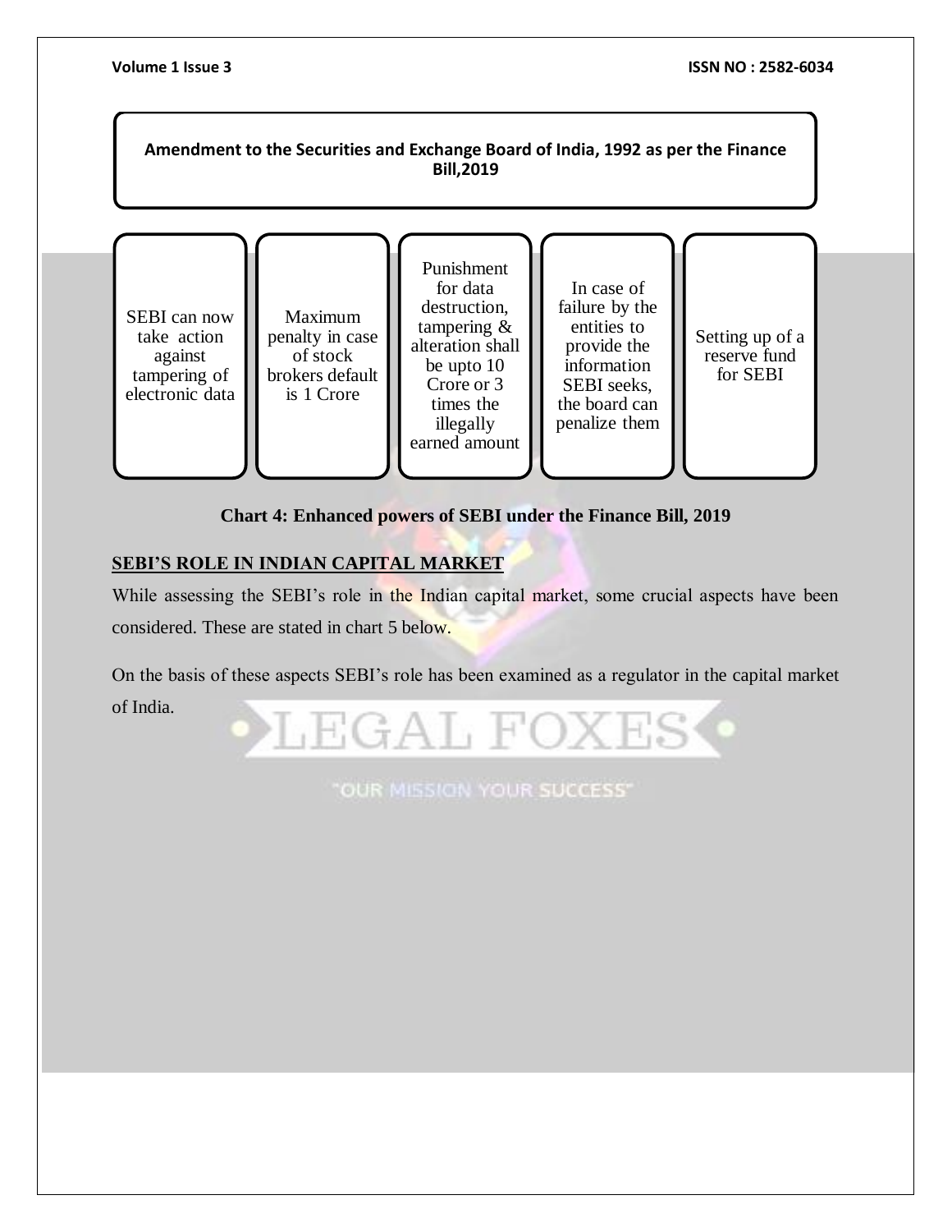**Amendment to the Securities and Exchange Board of India, 1992 as per the Finance Bill,2019**

| SEBI can now take action against tampering of electronic data | Maximum penalty in case of stock brokers default is 1 Crore | Punishment for data destruction, tampering & alteration shall be upto 10 Crore or 3 times the illegally earned amount | In case of failure by the entities to provide the information SEBI seeks, the board can penalize them | Setting up of a reserve fund for SEBI |
| --- | --- | --- | --- | --- |

**Chart 4: Enhanced powers of SEBI under the Finance Bill, 2019**

## SEBI'S ROLE IN INDIAN CAPITAL MARKET

While assessing the SEBI's role in the Indian capital market, some crucial aspects have been considered. These are stated in chart 5 below.

On the basis of these aspects SEBI's role has been examined as a regulator in the capital market of India.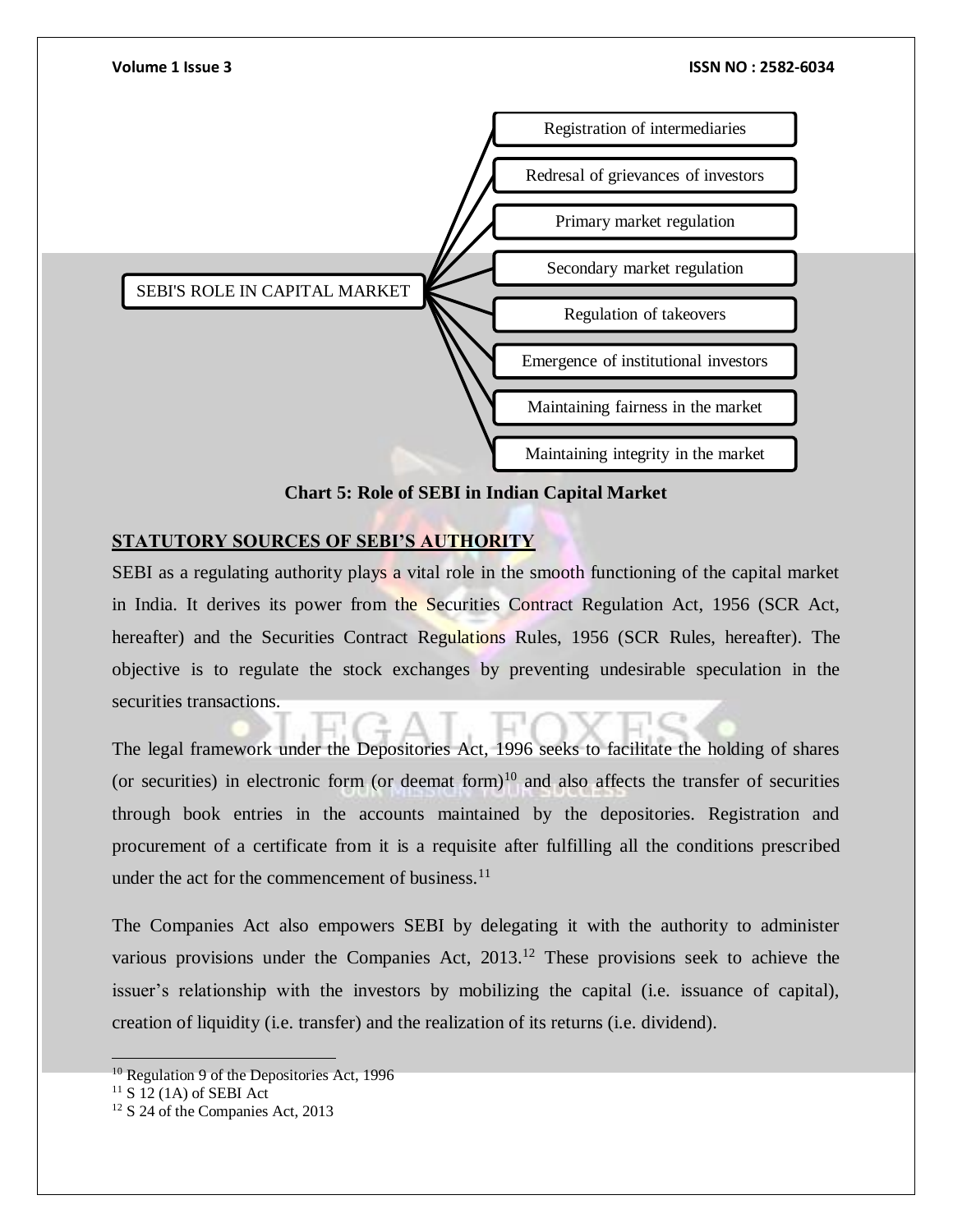SEBI'S ROLE IN CAPITAL MARKET

- Registration of intermediaries
- Redresal of grievances of investors
- Primary market regulation
- Secondary market regulation
- Regulation of takeovers
- Emergence of institutional investors
- Maintaining fairness in the market
- Maintaining integrity in the market

**Chart 5: Role of SEBI in Indian Capital Market**

## STATUTORY SOURCES OF SEBI'S AUTHORITY

SEBI as a regulating authority plays a vital role in the smooth functioning of the capital market in India. It derives its power from the Securities Contract Regulation Act, 1956 (SCR Act, hereafter) and the Securities Contract Regulations Rules, 1956 (SCR Rules, hereafter). The objective is to regulate the stock exchanges by preventing undesirable speculation in the securities transactions.

The legal framework under the Depositories Act, 1996 seeks to facilitate the holding of shares (or securities) in electronic form (or deemat form)[10] and also affects the transfer of securities through book entries in the accounts maintained by the depositories. Registration and procurement of a certificate from it is a requisite after fulfilling all the conditions prescribed under the act for the commencement of business.[11]

The Companies Act also empowers SEBI by delegating it with the authority to administer various provisions under the Companies Act, 2013.[12] These provisions seek to achieve the issuer's relationship with the investors by mobilizing the capital (i.e. issuance of capital), creation of liquidity (i.e. transfer) and the realization of its returns (i.e. dividend).

---

[10] Regulation 9 of the Depositories Act, 1996

[11] S 12 (1A) of SEBI Act

[12] S 24 of the Companies Act, 2013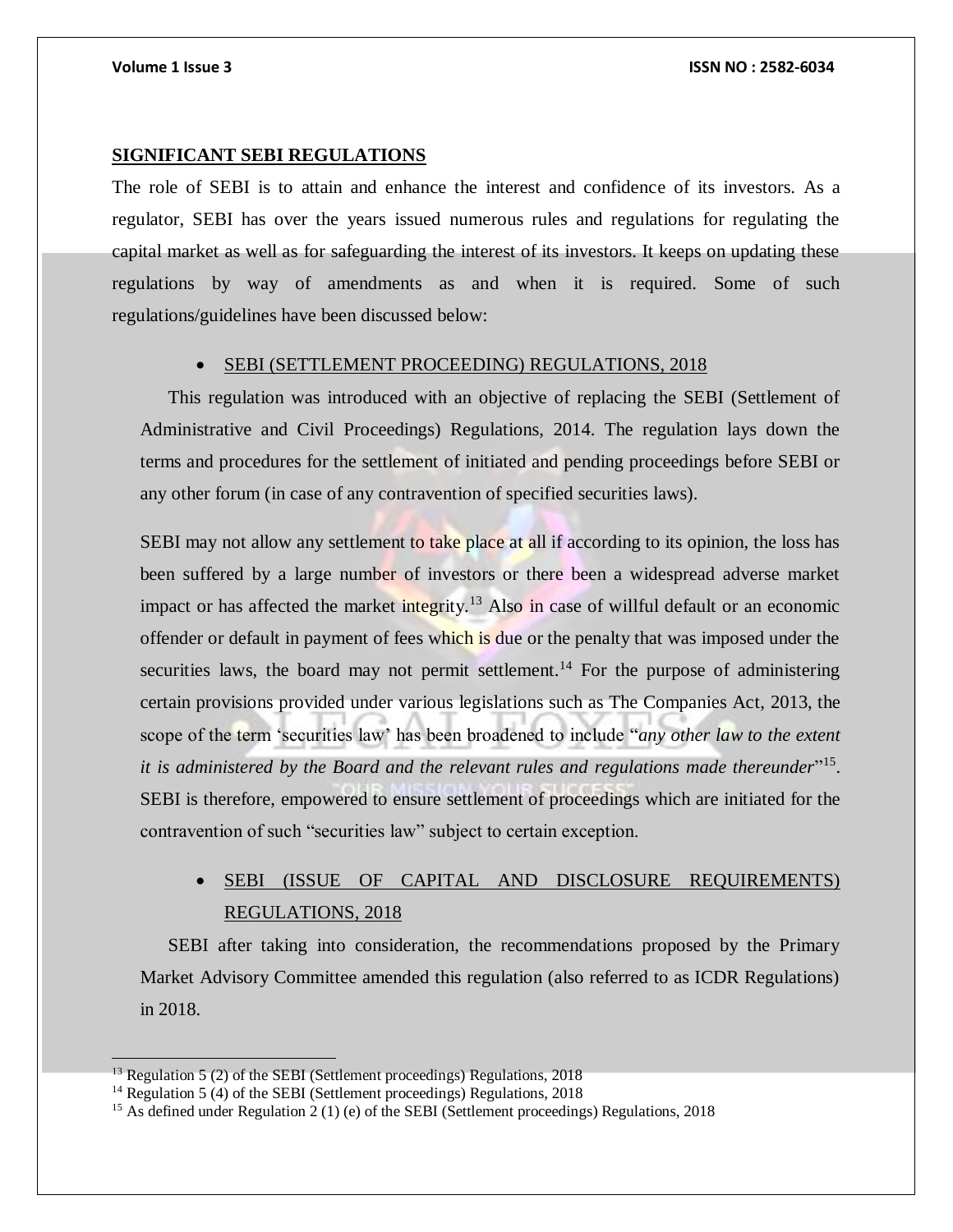## SIGNIFICANT SEBI REGULATIONS

The role of SEBI is to attain and enhance the interest and confidence of its investors. As a regulator, SEBI has over the years issued numerous rules and regulations for regulating the capital market as well as for safeguarding the interest of its investors. It keeps on updating these regulations by way of amendments as and when it is required. Some of such regulations/guidelines have been discussed below:

- SEBI (SETTLEMENT PROCEEDING) REGULATIONS, 2018

This regulation was introduced with an objective of replacing the SEBI (Settlement of Administrative and Civil Proceedings) Regulations, 2014. The regulation lays down the terms and procedures for the settlement of initiated and pending proceedings before SEBI or any other forum (in case of any contravention of specified securities laws).

SEBI may not allow any settlement to take place at all if according to its opinion, the loss has been suffered by a large number of investors or there been a widespread adverse market impact or has affected the market integrity.[13] Also in case of willful default or an economic offender or default in payment of fees which is due or the penalty that was imposed under the securities laws, the board may not permit settlement.[14] For the purpose of administering certain provisions provided under various legislations such as The Companies Act, 2013, the scope of the term 'securities law' has been broadened to include "*any other law to the extent it is administered by the Board and the relevant rules and regulations made thereunder*"[15]. SEBI is therefore, empowered to ensure settlement of proceedings which are initiated for the contravention of such "securities law" subject to certain exception.

- SEBI (ISSUE OF CAPITAL AND DISCLOSURE REQUIREMENTS) REGULATIONS, 2018

SEBI after taking into consideration, the recommendations proposed by the Primary Market Advisory Committee amended this regulation (also referred to as ICDR Regulations) in 2018.

---

[13] Regulation 5 (2) of the SEBI (Settlement proceedings) Regulations, 2018

[14] Regulation 5 (4) of the SEBI (Settlement proceedings) Regulations, 2018

[15] As defined under Regulation 2 (1) (e) of the SEBI (Settlement proceedings) Regulations, 2018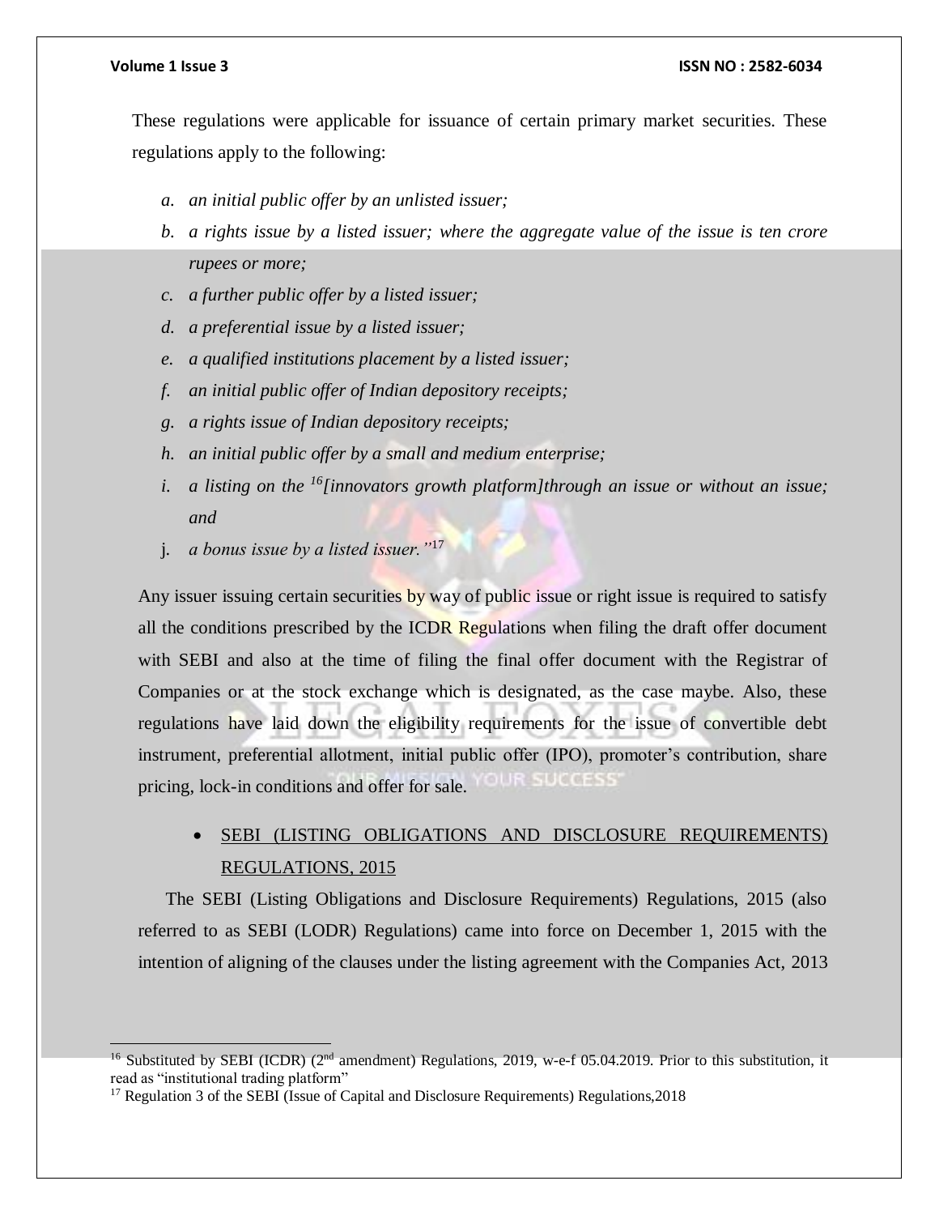These regulations were applicable for issuance of certain primary market securities. These regulations apply to the following:

- *a. an initial public offer by an unlisted issuer;*
- *b. a rights issue by a listed issuer; where the aggregate value of the issue is ten crore rupees or more;*
- *c. a further public offer by a listed issuer;*
- *d. a preferential issue by a listed issuer;*
- *e. a qualified institutions placement by a listed issuer;*
- *f. an initial public offer of Indian depository receipts;*
- *g. a rights issue of Indian depository receipts;*
- *h. an initial public offer by a small and medium enterprise;*
- *i. a listing on the [16][innovators growth platform]through an issue or without an issue; and*
- j. *a bonus issue by a listed issuer."*[17]

Any issuer issuing certain securities by way of public issue or right issue is required to satisfy all the conditions prescribed by the ICDR Regulations when filing the draft offer document with SEBI and also at the time of filing the final offer document with the Registrar of Companies or at the stock exchange which is designated, as the case maybe. Also, these regulations have laid down the eligibility requirements for the issue of convertible debt instrument, preferential allotment, initial public offer (IPO), promoter's contribution, share pricing, lock-in conditions and offer for sale.

- <u>SEBI (LISTING OBLIGATIONS AND DISCLOSURE REQUIREMENTS) REGULATIONS, 2015</u>

The SEBI (Listing Obligations and Disclosure Requirements) Regulations, 2015 (also referred to as SEBI (LODR) Regulations) came into force on December 1, 2015 with the intention of aligning of the clauses under the listing agreement with the Companies Act, 2013

---

[16] Substituted by SEBI (ICDR) (2nd amendment) Regulations, 2019, w-e-f 05.04.2019. Prior to this substitution, it read as "institutional trading platform"

[17] Regulation 3 of the SEBI (Issue of Capital and Disclosure Requirements) Regulations,2018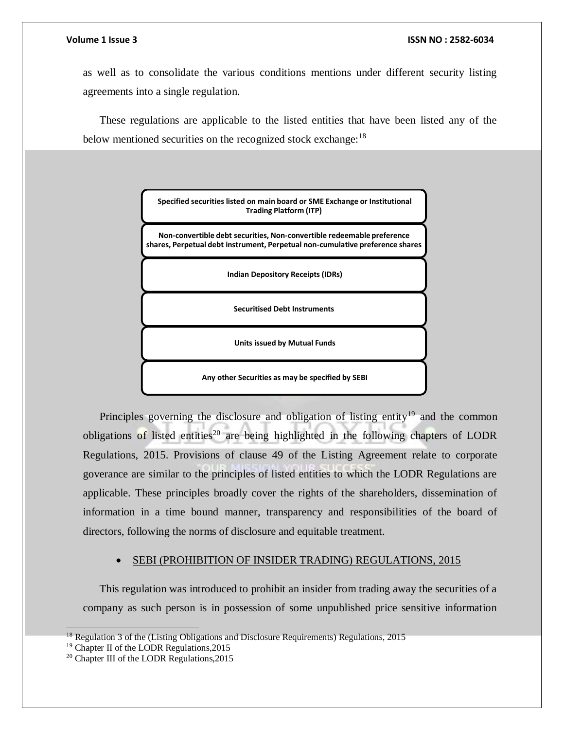as well as to consolidate the various conditions mentions under different security listing agreements into a single regulation.

These regulations are applicable to the listed entities that have been listed any of the below mentioned securities on the recognized stock exchange:[18]

- **Specified securities listed on main board or SME Exchange or Institutional Trading Platform (ITP)**
- **Non-convertible debt securities, Non-convertible redeemable preference shares, Perpetual debt instrument, Perpetual non-cumulative preference shares**
- **Indian Depository Receipts (IDRs)**
- **Securitised Debt Instruments**
- **Units issued by Mutual Funds**
- **Any other Securities as may be specified by SEBI**

Principles governing the disclosure and obligation of listing entity[19] and the common obligations of listed entities[20] are being highlighted in the following chapters of LODR Regulations, 2015. Provisions of clause 49 of the Listing Agreement relate to corporate goverance are similar to the principles of listed entities to which the LODR Regulations are applicable. These principles broadly cover the rights of the shareholders, dissemination of information in a time bound manner, transparency and responsibilities of the board of directors, following the norms of disclosure and equitable treatment.

- SEBI (PROHIBITION OF INSIDER TRADING) REGULATIONS, 2015

This regulation was introduced to prohibit an insider from trading away the securities of a company as such person is in possession of some unpublished price sensitive information

[18] Regulation 3 of the (Listing Obligations and Disclosure Requirements) Regulations, 2015
[19] Chapter II of the LODR Regulations,2015
[20] Chapter III of the LODR Regulations,2015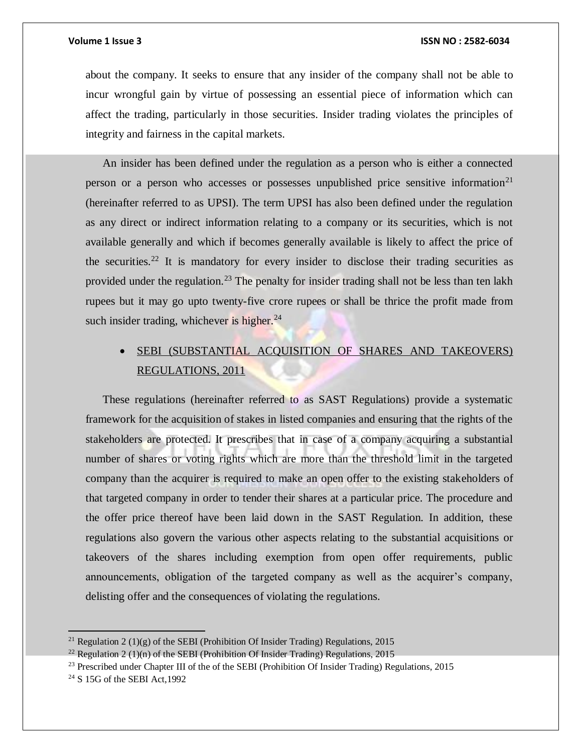about the company. It seeks to ensure that any insider of the company shall not be able to incur wrongful gain by virtue of possessing an essential piece of information which can affect the trading, particularly in those securities. Insider trading violates the principles of integrity and fairness in the capital markets.

An insider has been defined under the regulation as a person who is either a connected person or a person who accesses or possesses unpublished price sensitive information[21] (hereinafter referred to as UPSI). The term UPSI has also been defined under the regulation as any direct or indirect information relating to a company or its securities, which is not available generally and which if becomes generally available is likely to affect the price of the securities.[22] It is mandatory for every insider to disclose their trading securities as provided under the regulation.[23] The penalty for insider trading shall not be less than ten lakh rupees but it may go upto twenty-five crore rupees or shall be thrice the profit made from such insider trading, whichever is higher.[24]

- <u>SEBI (SUBSTANTIAL ACQUISITION OF SHARES AND TAKEOVERS) REGULATIONS, 2011</u>

These regulations (hereinafter referred to as SAST Regulations) provide a systematic framework for the acquisition of stakes in listed companies and ensuring that the rights of the stakeholders are protected. It prescribes that in case of a company acquiring a substantial number of shares or voting rights which are more than the threshold limit in the targeted company than the acquirer is required to make an open offer to the existing stakeholders of that targeted company in order to tender their shares at a particular price. The procedure and the offer price thereof have been laid down in the SAST Regulation. In addition, these regulations also govern the various other aspects relating to the substantial acquisitions or takeovers of the shares including exemption from open offer requirements, public announcements, obligation of the targeted company as well as the acquirer's company, delisting offer and the consequences of violating the regulations.

---

[21] Regulation 2 (1)(g) of the SEBI (Prohibition Of Insider Trading) Regulations, 2015

[22] Regulation 2 (1)(n) of the SEBI (Prohibition Of Insider Trading) Regulations, 2015

[23] Prescribed under Chapter III of the of the SEBI (Prohibition Of Insider Trading) Regulations, 2015

[24] S 15G of the SEBI Act,1992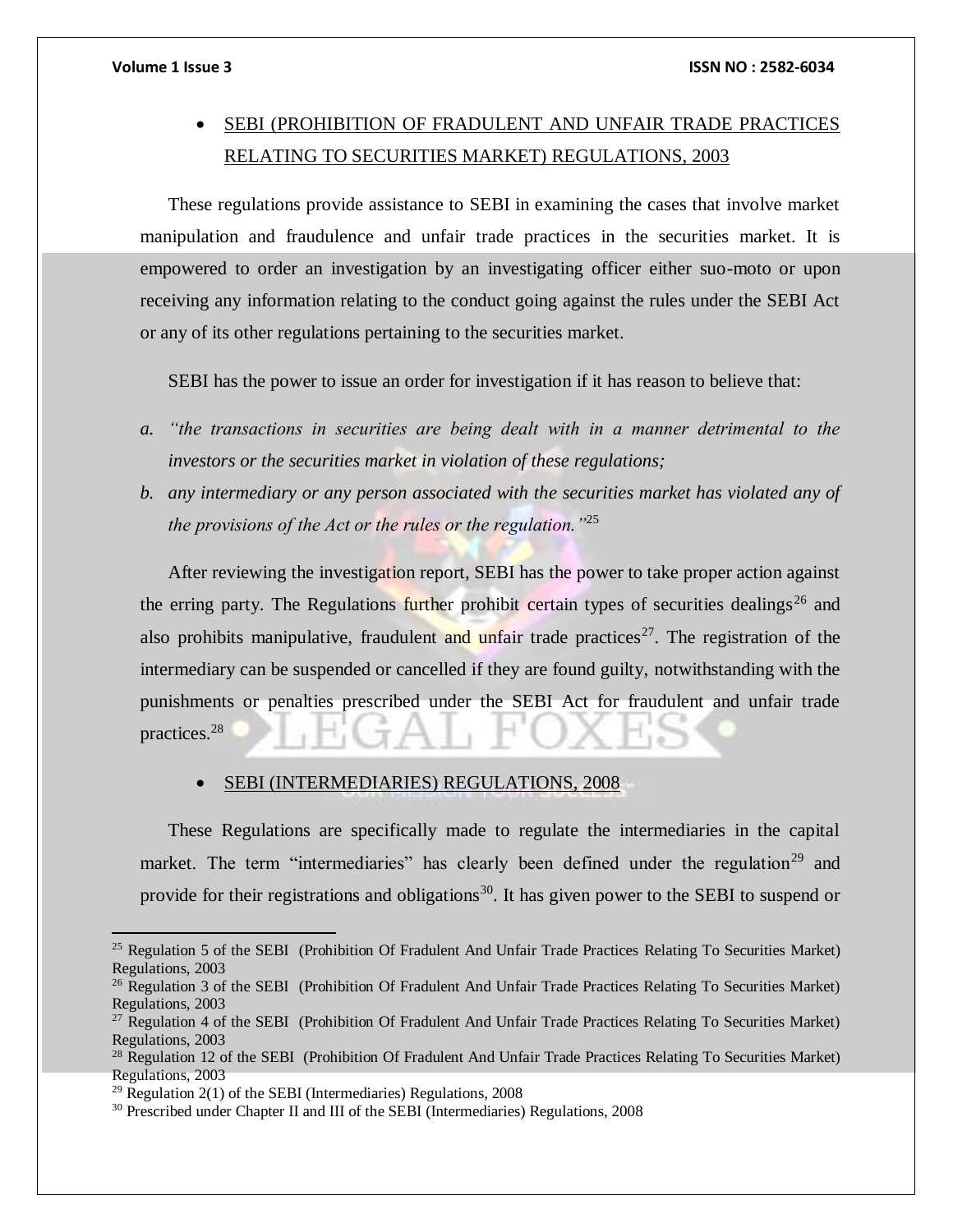- SEBI (PROHIBITION OF FRADULENT AND UNFAIR TRADE PRACTICES RELATING TO SECURITIES MARKET) REGULATIONS, 2003

These regulations provide assistance to SEBI in examining the cases that involve market manipulation and fraudulence and unfair trade practices in the securities market. It is empowered to order an investigation by an investigating officer either suo-moto or upon receiving any information relating to the conduct going against the rules under the SEBI Act or any of its other regulations pertaining to the securities market.

SEBI has the power to issue an order for investigation if it has reason to believe that:

a. *"the transactions in securities are being dealt with in a manner detrimental to the investors or the securities market in violation of these regulations;*
b. *any intermediary or any person associated with the securities market has violated any of the provisions of the Act or the rules or the regulation."*[25]

After reviewing the investigation report, SEBI has the power to take proper action against the erring party. The Regulations further prohibit certain types of securities dealings[26] and also prohibits manipulative, fraudulent and unfair trade practices[27]. The registration of the intermediary can be suspended or cancelled if they are found guilty, notwithstanding with the punishments or penalties prescribed under the SEBI Act for fraudulent and unfair trade practices.[28]

- SEBI (INTERMEDIARIES) REGULATIONS, 2008

These Regulations are specifically made to regulate the intermediaries in the capital market. The term "intermediaries" has clearly been defined under the regulation[29] and provide for their registrations and obligations[30]. It has given power to the SEBI to suspend or

---

[25] Regulation 5 of the SEBI (Prohibition Of Fradulent And Unfair Trade Practices Relating To Securities Market) Regulations, 2003

[26] Regulation 3 of the SEBI (Prohibition Of Fradulent And Unfair Trade Practices Relating To Securities Market) Regulations, 2003

[27] Regulation 4 of the SEBI (Prohibition Of Fradulent And Unfair Trade Practices Relating To Securities Market) Regulations, 2003

[28] Regulation 12 of the SEBI (Prohibition Of Fradulent And Unfair Trade Practices Relating To Securities Market) Regulations, 2003

[29] Regulation 2(1) of the SEBI (Intermediaries) Regulations, 2008

[30] Prescribed under Chapter II and III of the SEBI (Intermediaries) Regulations, 2008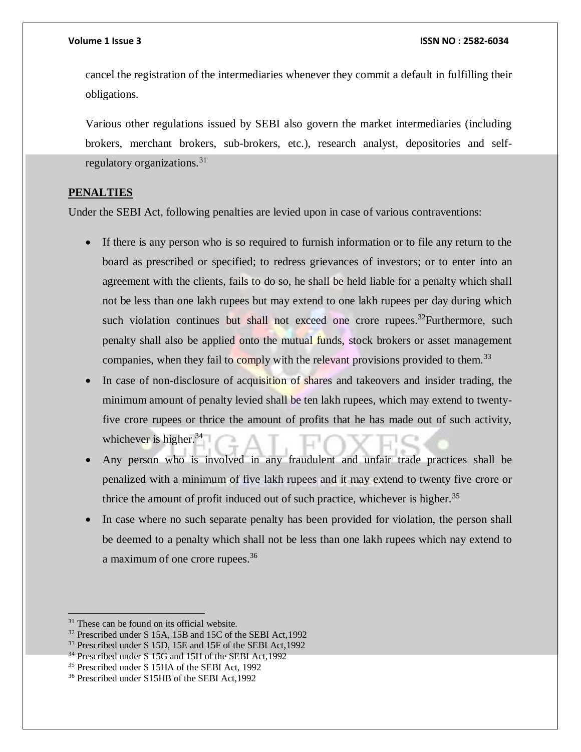cancel the registration of the intermediaries whenever they commit a default in fulfilling their obligations.

Various other regulations issued by SEBI also govern the market intermediaries (including brokers, merchant brokers, sub-brokers, etc.), research analyst, depositories and self-regulatory organizations.[31]

**PENALTIES**

Under the SEBI Act, following penalties are levied upon in case of various contraventions:

- If there is any person who is so required to furnish information or to file any return to the board as prescribed or specified; to redress grievances of investors; or to enter into an agreement with the clients, fails to do so, he shall be held liable for a penalty which shall not be less than one lakh rupees but may extend to one lakh rupees per day during which such violation continues but shall not exceed one crore rupees.[32]Furthermore, such penalty shall also be applied onto the mutual funds, stock brokers or asset management companies, when they fail to comply with the relevant provisions provided to them.[33]
- In case of non-disclosure of acquisition of shares and takeovers and insider trading, the minimum amount of penalty levied shall be ten lakh rupees, which may extend to twenty-five crore rupees or thrice the amount of profits that he has made out of such activity, whichever is higher.[34]
- Any person who is involved in any fraudulent and unfair trade practices shall be penalized with a minimum of five lakh rupees and it may extend to twenty five crore or thrice the amount of profit induced out of such practice, whichever is higher.[35]
- In case where no such separate penalty has been provided for violation, the person shall be deemed to a penalty which shall not be less than one lakh rupees which nay extend to a maximum of one crore rupees.[36]

---

[31] These can be found on its official website.

[32] Prescribed under S 15A, 15B and 15C of the SEBI Act,1992

[33] Prescribed under S 15D, 15E and 15F of the SEBI Act,1992

[34] Prescribed under S 15G and 15H of the SEBI Act,1992

[35] Prescribed under S 15HA of the SEBI Act, 1992

[36] Prescribed under S15HB of the SEBI Act,1992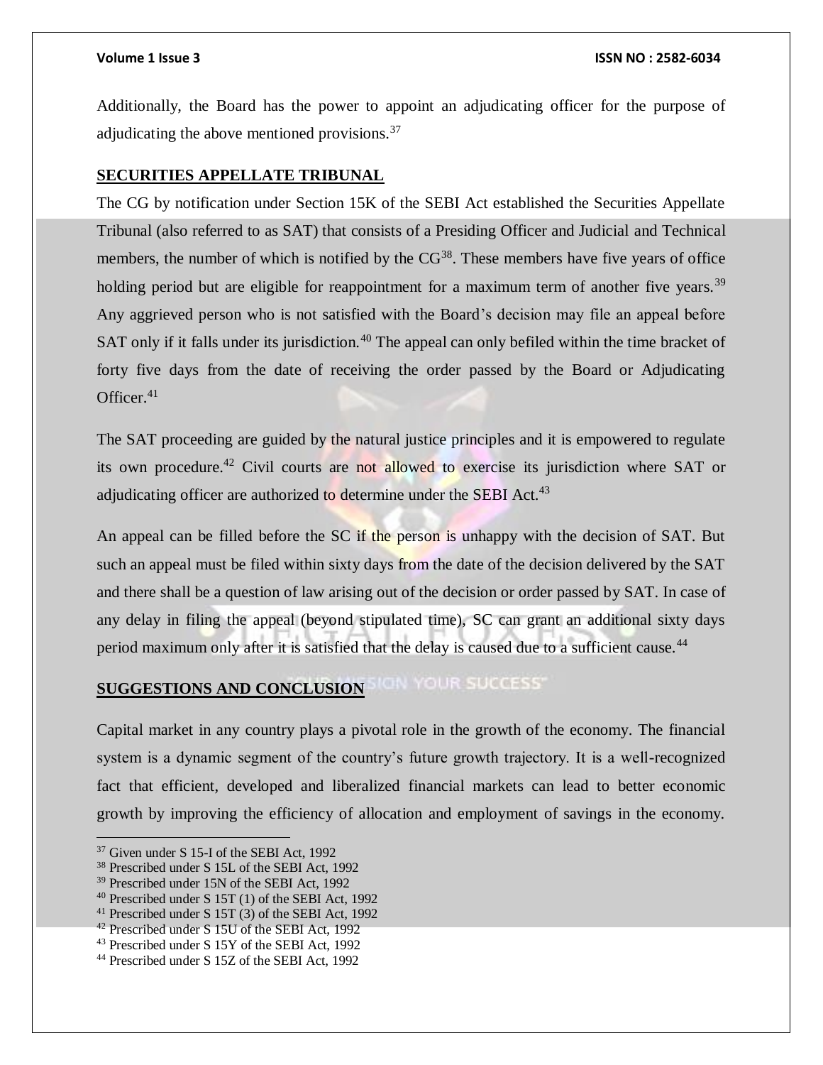Additionally, the Board has the power to appoint an adjudicating officer for the purpose of adjudicating the above mentioned provisions.[37]

## SECURITIES APPELLATE TRIBUNAL

The CG by notification under Section 15K of the SEBI Act established the Securities Appellate Tribunal (also referred to as SAT) that consists of a Presiding Officer and Judicial and Technical members, the number of which is notified by the CG[38]. These members have five years of office holding period but are eligible for reappointment for a maximum term of another five years.[39] Any aggrieved person who is not satisfied with the Board's decision may file an appeal before SAT only if it falls under its jurisdiction.[40] The appeal can only befiled within the time bracket of forty five days from the date of receiving the order passed by the Board or Adjudicating Officer.[41]

The SAT proceeding are guided by the natural justice principles and it is empowered to regulate its own procedure.[42] Civil courts are not allowed to exercise its jurisdiction where SAT or adjudicating officer are authorized to determine under the SEBI Act.[43]

An appeal can be filled before the SC if the person is unhappy with the decision of SAT. But such an appeal must be filed within sixty days from the date of the decision delivered by the SAT and there shall be a question of law arising out of the decision or order passed by SAT. In case of any delay in filing the appeal (beyond stipulated time), SC can grant an additional sixty days period maximum only after it is satisfied that the delay is caused due to a sufficient cause.[44]

## SUGGESTIONS AND CONCLUSION

Capital market in any country plays a pivotal role in the growth of the economy. The financial system is a dynamic segment of the country's future growth trajectory. It is a well-recognized fact that efficient, developed and liberalized financial markets can lead to better economic growth by improving the efficiency of allocation and employment of savings in the economy.

---

[37] Given under S 15-I of the SEBI Act, 1992

[38] Prescribed under S 15L of the SEBI Act, 1992

[39] Prescribed under 15N of the SEBI Act, 1992

[40] Prescribed under S 15T (1) of the SEBI Act, 1992

[41] Prescribed under S 15T (3) of the SEBI Act, 1992

[42] Prescribed under S 15U of the SEBI Act, 1992

[43] Prescribed under S 15Y of the SEBI Act, 1992

[44] Prescribed under S 15Z of the SEBI Act, 1992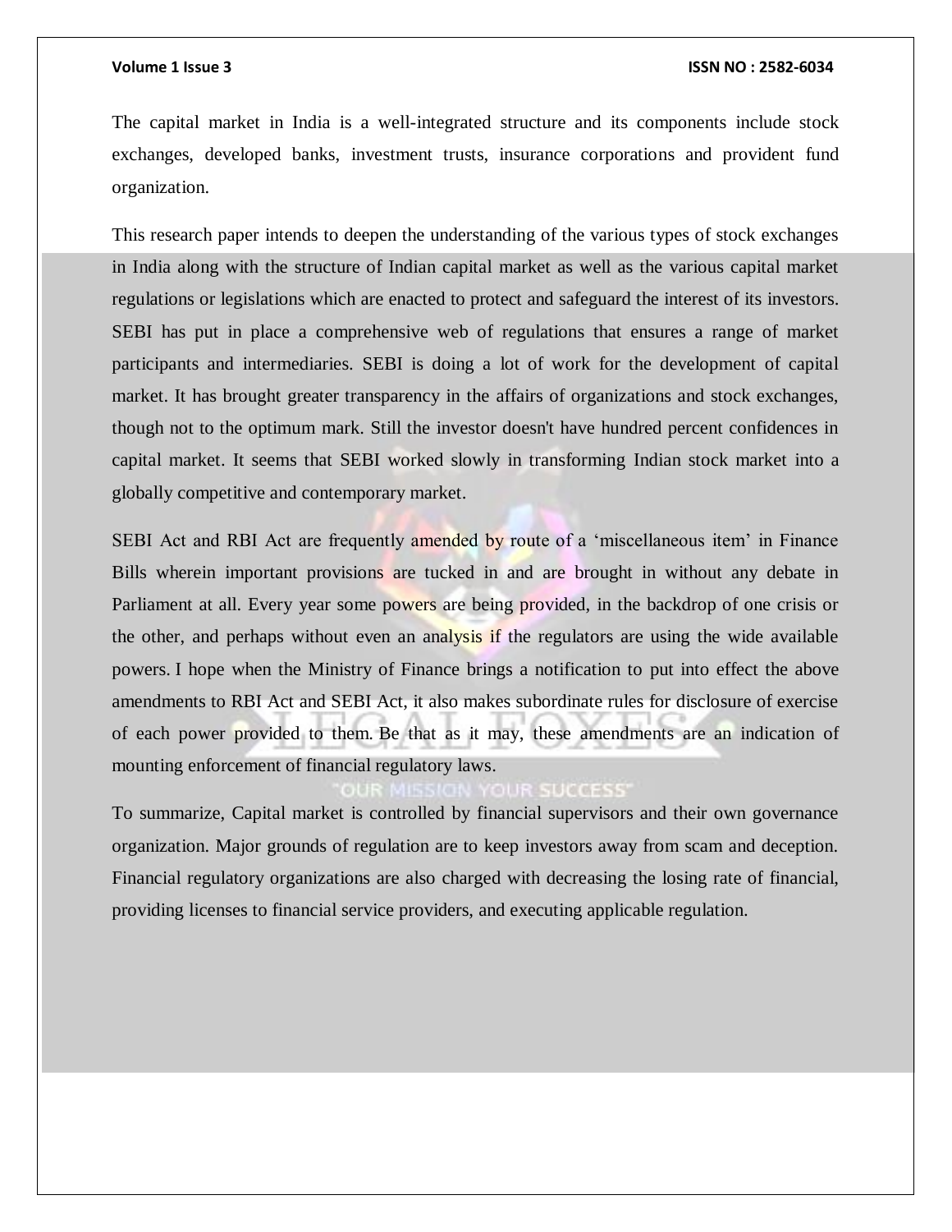The capital market in India is a well-integrated structure and its components include stock exchanges, developed banks, investment trusts, insurance corporations and provident fund organization.

This research paper intends to deepen the understanding of the various types of stock exchanges in India along with the structure of Indian capital market as well as the various capital market regulations or legislations which are enacted to protect and safeguard the interest of its investors. SEBI has put in place a comprehensive web of regulations that ensures a range of market participants and intermediaries. SEBI is doing a lot of work for the development of capital market. It has brought greater transparency in the affairs of organizations and stock exchanges, though not to the optimum mark. Still the investor doesn't have hundred percent confidences in capital market. It seems that SEBI worked slowly in transforming Indian stock market into a globally competitive and contemporary market.

SEBI Act and RBI Act are frequently amended by route of a 'miscellaneous item' in Finance Bills wherein important provisions are tucked in and are brought in without any debate in Parliament at all. Every year some powers are being provided, in the backdrop of one crisis or the other, and perhaps without even an analysis if the regulators are using the wide available powers. I hope when the Ministry of Finance brings a notification to put into effect the above amendments to RBI Act and SEBI Act, it also makes subordinate rules for disclosure of exercise of each power provided to them. Be that as it may, these amendments are an indication of mounting enforcement of financial regulatory laws.

To summarize, Capital market is controlled by financial supervisors and their own governance organization. Major grounds of regulation are to keep investors away from scam and deception. Financial regulatory organizations are also charged with decreasing the losing rate of financial, providing licenses to financial service providers, and executing applicable regulation.